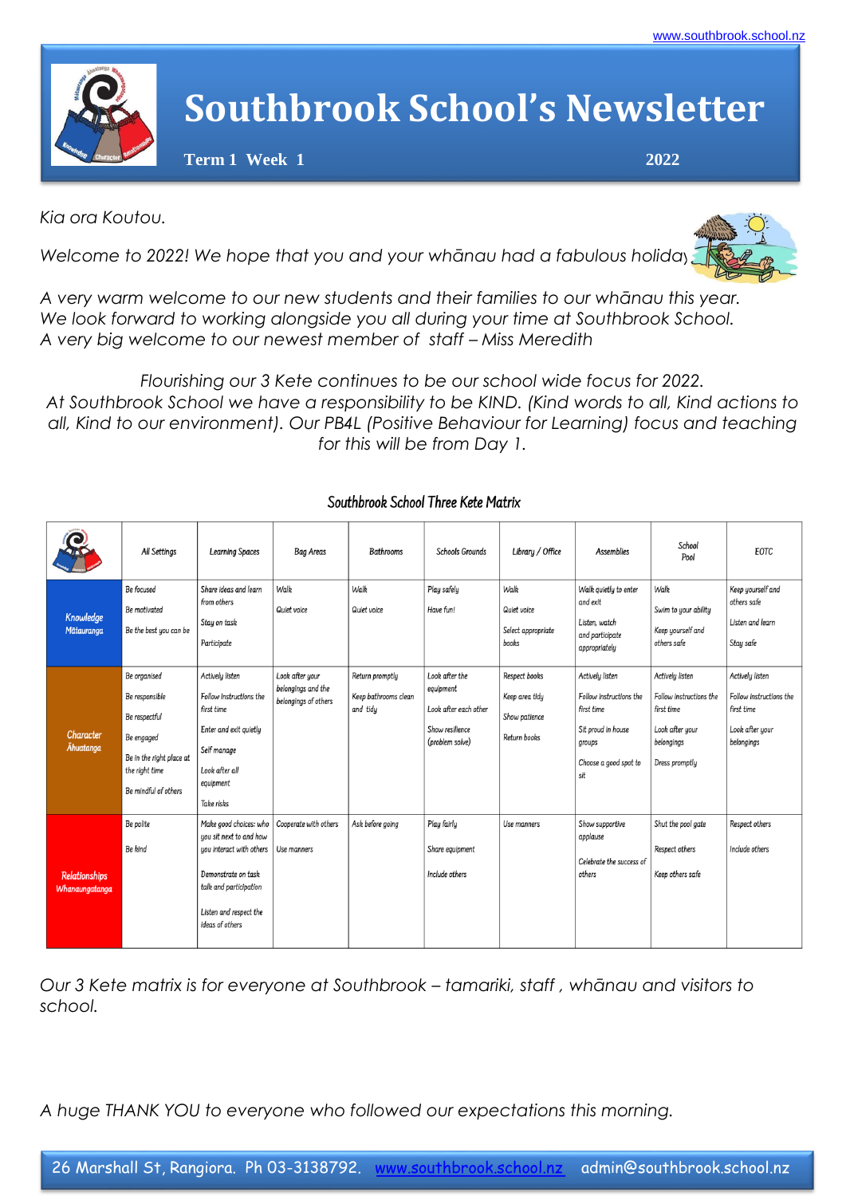www.southbrook.school.nz

# Southbrook School's Newsletter

**Term 1 Week 1** **2022**

*Kia ora Koutou.*

*Welcome to 2022! We hope that you and your whānau had a fabulous holiday.*

*A very warm welcome to our new students and their families to our whānau this year. We look forward to working alongside you all during your time at Southbrook School.*
*A very big welcome to our newest member of staff – Miss Meredith*

*Flourishing our 3 Kete continues to be our school wide focus for 2022.*
*At Southbrook School we have a responsibility to be KIND. (Kind words to all, Kind actions to all, Kind to our environment). Our PB4L (Positive Behaviour for Learning) focus and teaching for this will be from Day 1.*

### Southbrook School Three Kete Matrix

| | All Settings | Learning Spaces | Bag Areas | Bathrooms | Schools Grounds | Library / Office | Assemblies | School Pool | EOTC |
|---|---|---|---|---|---|---|---|---|---|
| Knowledge Mātauranga | Be focused<br>Be motivated<br>Be the best you can be | Share ideas and learn from others<br>Stay on task<br>Participate | Walk<br>Quiet voice | Walk<br>Quiet voice | Play safely<br>Have fun! | Walk<br>Quiet voice<br>Select appropriate books | Walk quietly to enter and exit<br>Listen, watch and participate appropriately | Walk<br>Swim to your ability<br>Keep yourself and others safe | Keep yourself and others safe<br>Listen and learn<br>Stay safe |
| Character Āhuatanga | Be organised<br>Be responsible<br>Be respectful<br>Be engaged<br>Be in the right place at the right time<br>Be mindful of others | Actively listen<br>Follow instructions the first time<br>Enter and exit quietly<br>Self manage<br>Look after all equipment<br>Take risks | Look after your belongings and the belongings of others | Return promptly<br>Keep bathrooms clean and tidy | Look after the equipment<br>Look after each other<br>Show resilience (problem solve) | Respect books<br>Keep area tidy<br>Show patience<br>Return books | Actively listen<br>Follow instructions the first time<br>Sit proud in house groups<br>Choose a good spot to sit | Actively listen<br>Follow instructions the first time<br>Look after your belongings<br>Dress promptly | Actively listen<br>Follow instructions the first time<br>Look after your belongings |
| Relationships Whanaungatanga | Be polite<br>Be kind | Make good choices: who you sit next to and how you interact with others<br>Demonstrate on task talk and participation<br>Listen and respect the ideas of others | Cooperate with others<br>Use manners | Ask before going | Play fairly<br>Share equipment<br>Include others | Use manners | Show supportive applause<br>Celebrate the success of others | Shut the pool gate<br>Respect others<br>Keep others safe | Respect others<br>Include others |

*Our 3 Kete matrix is for everyone at Southbrook – tamariki, staff , whānau and visitors to school.*

*A huge THANK YOU to everyone who followed our expectations this morning.*

26 Marshall St, Rangiora. Ph 03-3138792. www.southbrook.school.nz admin@southbrook.school.nz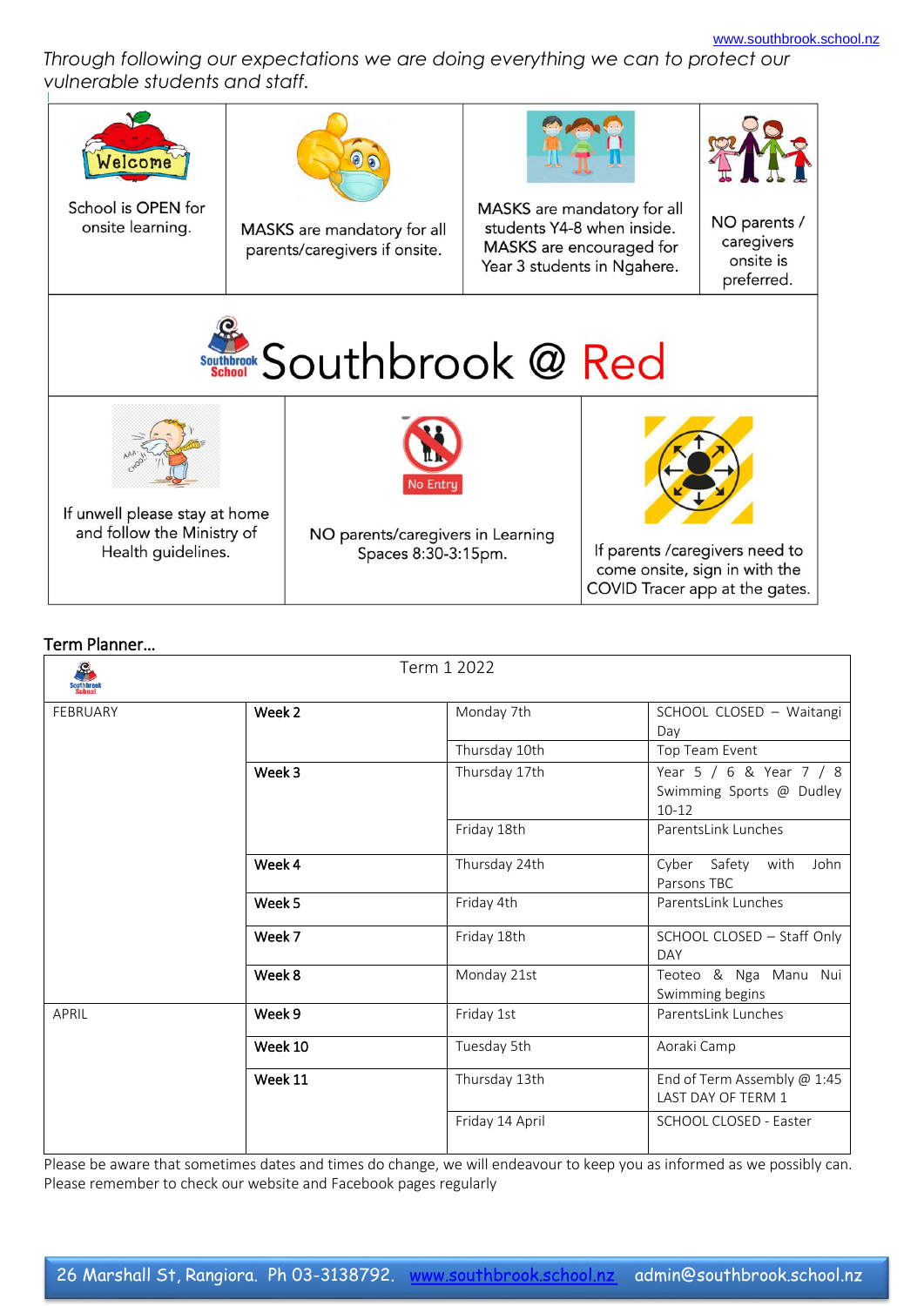*Through following our expectations we are doing everything we can to protect our vulnerable students and staff.*

| School is OPEN for onsite learning. | MASKS are mandatory for all parents/caregivers if onsite. | MASKS are mandatory for all students Y4-8 when inside. MASKS are encouraged for Year 3 students in Ngahere. | NO parents / caregivers onsite is preferred. |
|---|---|---|---|

# Southbrook @ Red

| If unwell please stay at home and follow the Ministry of Health guidelines. | NO parents/caregivers in Learning Spaces 8:30-3:15pm. | If parents /caregivers need to come onsite, sign in with the COVID Tracer app at the gates. |
|---|---|---|

## Term Planner...

| Term 1 2022 | | | |
|---|---|---|---|
| FEBRUARY | **Week 2** | Monday 7th | SCHOOL CLOSED – Waitangi Day |
| | | Thursday 10th | Top Team Event |
| | **Week 3** | Thursday 17th | Year 5 / 6 & Year 7 / 8 Swimming Sports @ Dudley 10-12 |
| | | Friday 18th | ParentsLink Lunches |
| | **Week 4** | Thursday 24th | Cyber Safety with John Parsons TBC |
| | **Week 5** | Friday 4th | ParentsLink Lunches |
| | **Week 7** | Friday 18th | SCHOOL CLOSED – Staff Only DAY |
| | **Week 8** | Monday 21st | Teoteo & Nga Manu Nui Swimming begins |
| APRIL | **Week 9** | Friday 1st | ParentsLink Lunches |
| | **Week 10** | Tuesday 5th | Aoraki Camp |
| | **Week 11** | Thursday 13th | End of Term Assembly @ 1:45 LAST DAY OF TERM 1 |
| | | Friday 14 April | SCHOOL CLOSED - Easter |

Please be aware that sometimes dates and times do change, we will endeavour to keep you as informed as we possibly can. Please remember to check our website and Facebook pages regularly

26 Marshall St, Rangiora. Ph 03-3138792. www.southbrook.school.nz admin@southbrook.school.nz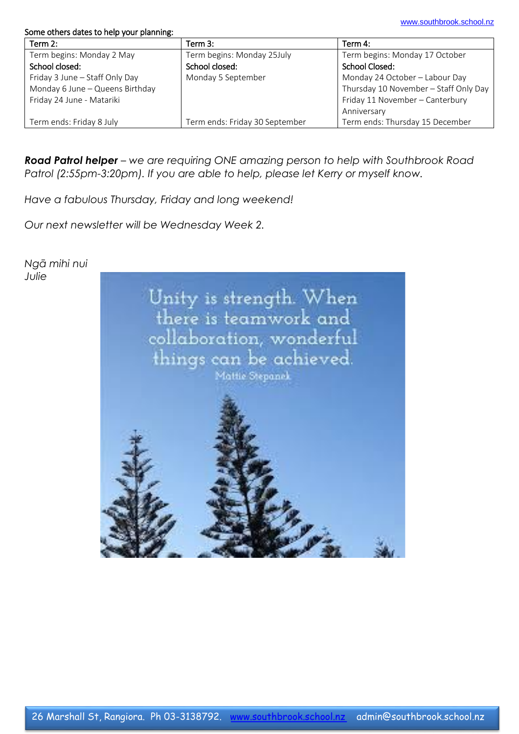Some others dates to help your planning:

| Term 2: | Term 3: | Term 4: |
| --- | --- | --- |
| Term begins: Monday 2 May | Term begins: Monday 25July | Term begins: Monday 17 October |
| School closed: | School closed: | School Closed: |
| Friday 3 June – Staff Only Day | Monday 5 September | Monday 24 October – Labour Day |
| Monday 6 June – Queens Birthday | | Thursday 10 November – Staff Only Day |
| Friday 24 June - Matariki | | Friday 11 November – Canterbury Anniversary |
| Term ends: Friday 8 July | Term ends: Friday 30 September | Term ends: Thursday 15 December |

***Road Patrol helper*** *– we are requiring ONE amazing person to help with Southbrook Road Patrol (2:55pm-3:20pm). If you are able to help, please let Kerry or myself know.*

*Have a fabulous Thursday, Friday and long weekend!*

*Our next newsletter will be Wednesday Week 2.*

*Ngā mihi nui*
*Julie*

Unity is strength. When there is teamwork and collaboration, wonderful things can be achieved.
Mattie Stepanek